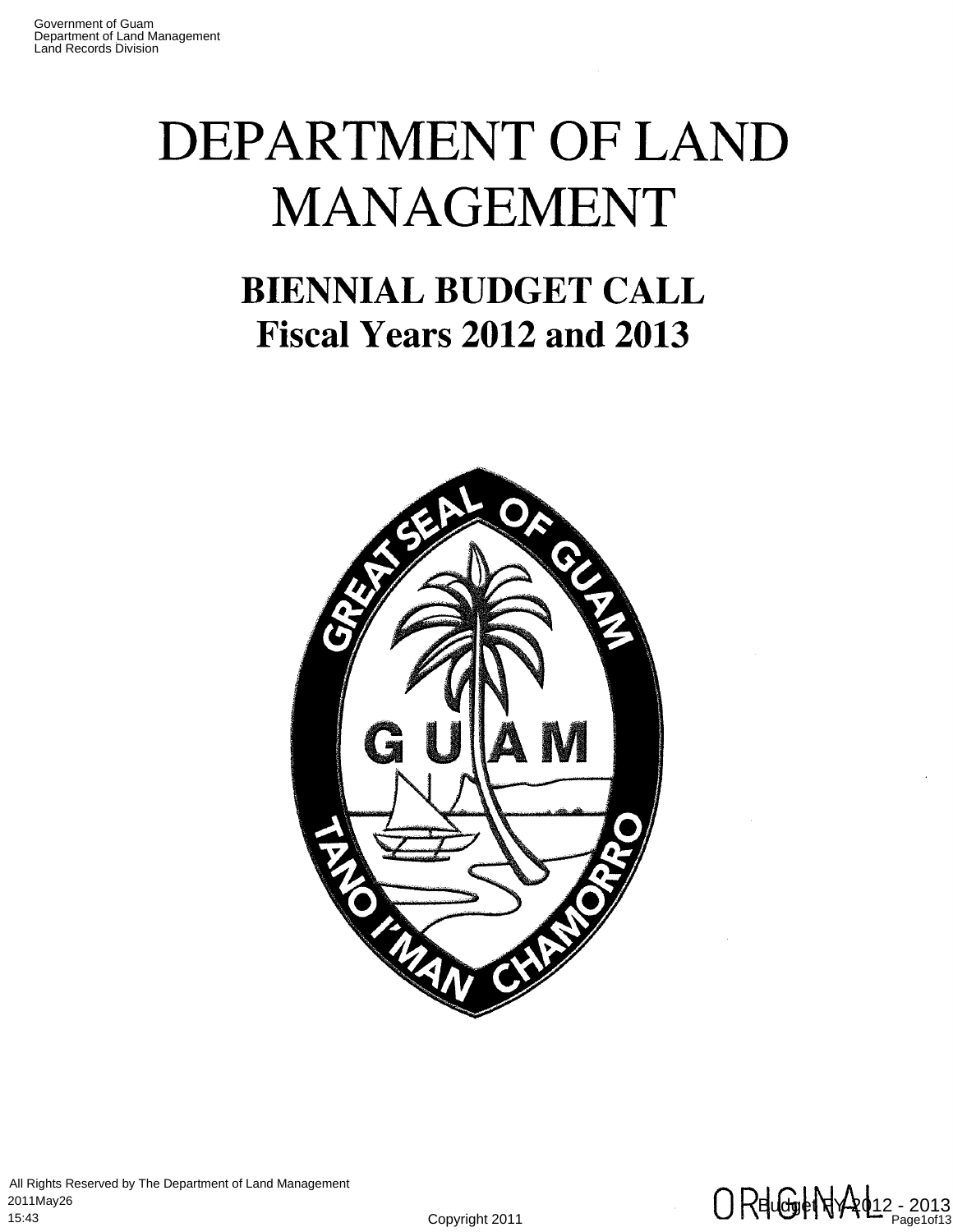Government of Guam
Department of Land Management
Land Records Division

# DEPARTMENT OF LAND MANAGEMENT

## BIENNIAL BUDGET CALL
## Fiscal Years 2012 and 2013

GREAT SEAL OF GUAM

GUAM

TANO I'MAN CHAMORRO

All Rights Reserved by The Department of Land Management
2011May26
15:43

Copyright 2011

ORIGINAL

Budget FY 2012 - 2013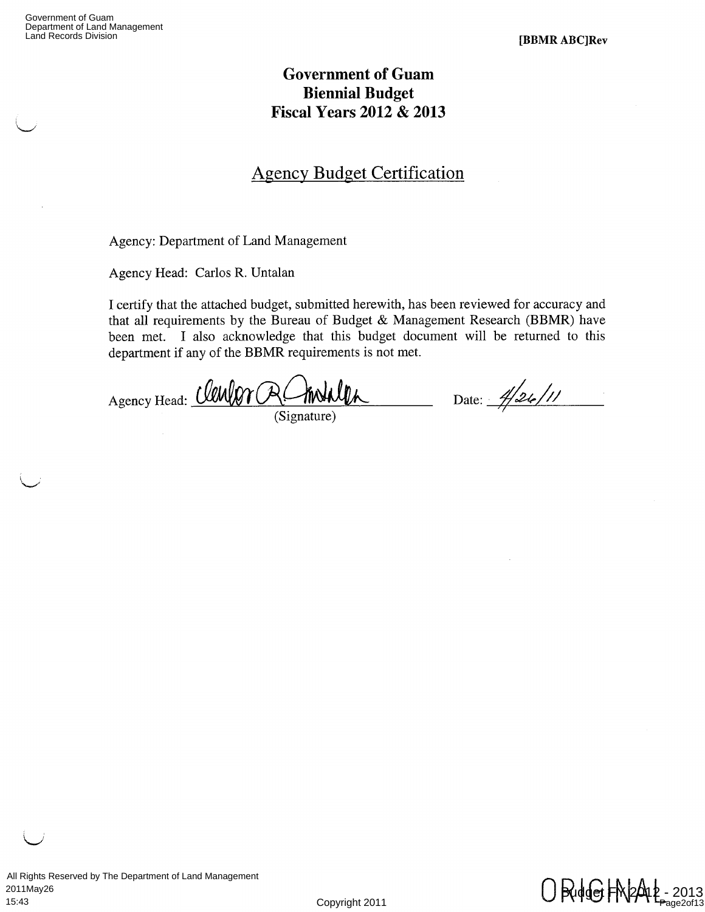[BBMR ABC]Rev

# Government of Guam
# Biennial Budget
# Fiscal Years 2012 & 2013

## Agency Budget Certification

Agency: Department of Land Management

Agency Head: Carlos R. Untalan

I certify that the attached budget, submitted herewith, has been reviewed for accuracy and that all requirements by the Bureau of Budget & Management Research (BBMR) have been met. I also acknowledge that this budget document will be returned to this department if any of the BBMR requirements is not met.

Agency Head: ______________________ Date: 4/26/11
(Signature)

ORIGINAL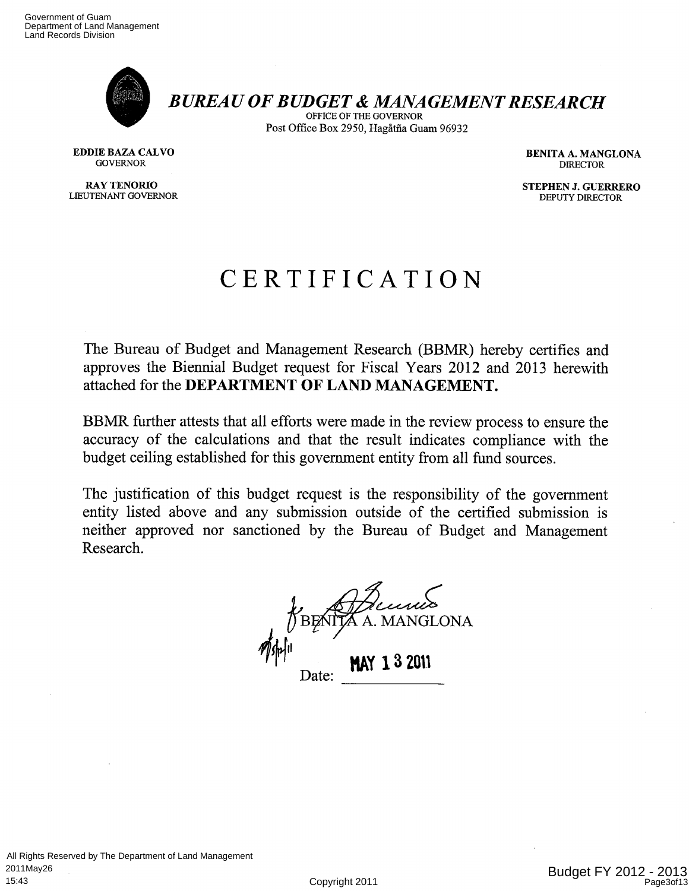# *BUREAU OF BUDGET & MANAGEMENT RESEARCH*

OFFICE OF THE GOVERNOR
Post Office Box 2950, Hagåtña Guam 96932

**EDDIE BAZA CALVO**
GOVERNOR

**RAY TENORIO**
LIEUTENANT GOVERNOR

**BENITA A. MANGLONA**
DIRECTOR

**STEPHEN J. GUERRERO**
DEPUTY DIRECTOR

# CERTIFICATION

The Bureau of Budget and Management Research (BBMR) hereby certifies and approves the Biennial Budget request for Fiscal Years 2012 and 2013 herewith attached for the **DEPARTMENT OF LAND MANAGEMENT.**

BBMR further attests that all efforts were made in the review process to ensure the accuracy of the calculations and that the result indicates compliance with the budget ceiling established for this government entity from all fund sources.

The justification of this budget request is the responsibility of the government entity listed above and any submission outside of the certified submission is neither approved nor sanctioned by the Bureau of Budget and Management Research.

BENITA A. MANGLONA

Date: MAY 13 2011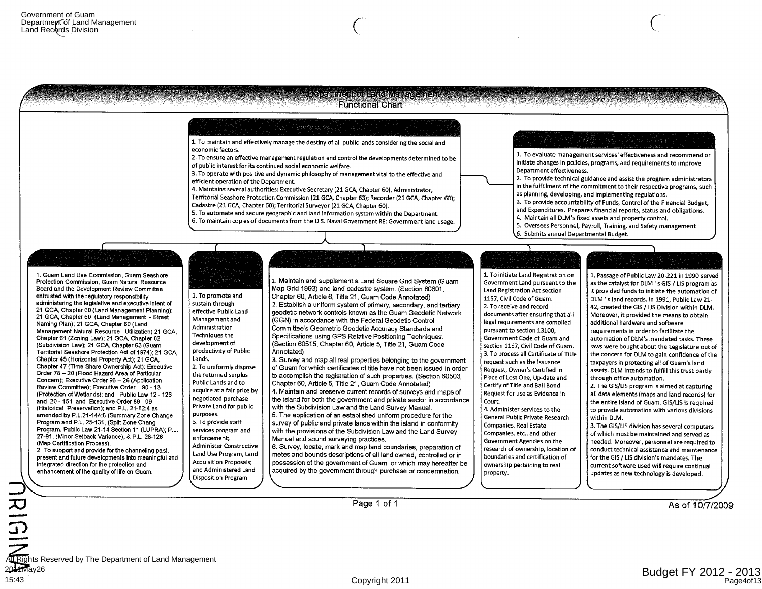Government of Guam
Department of Land Management
Land Records Division

# Department of Land Management
## Functional Chart

1. To maintain and effectively manage the destiny of all public lands considering the social and economic factors.
2. To ensure an effective management regulation and control the developments determined to be of public interest for its continued social economic welfare.
3. To operate with positive and dynamic philosophy of management vital to the effective and efficient operation of the Department.
4. Maintains several authorities: Executive Secretary (21 GCA, Chapter 60), Administrator, Territorial Seashore Protection Commission (21 GCA, Chapter 63); Recorder (21 GCA, Chapter 60); Cadastre (21 GCA, Chapter 60); Territorial Surveyor (21 GCA, Chapter 60).
5. To automate and secure geographic and land information system within the Department.
6. To maintain copies of documents from the U.S. Naval Government RE: Government land usage.

---

1. To evaluate management services' effectiveness and recommend or initiate changes in policies, programs, and requirements to improve Department effectiveness.
2. To provide technical guidance and assist the program administrators in the fulfillment of the commitment to their respective programs, such as planning, developing, and implementing regulations.
3. To provide accountability of Funds, Control of the Financial Budget, and Expenditures. Prepares financial reports, status and obligations.
4. Maintain all DLM's fixed assets and property control.
5. Oversees Personnel, Payroll, Training, and Safety management
6. Submits annual Departmental Budget.

---

1. Guam Land Use Commission, Guam Seashore Protection Commission, Guam Natural Resource Board and the Development Review Committee entrusted with the regulatory responsibility administering the legislative and executive intent of 21 GCA, Chapter 60 (Land Management Planning); 21 GCA, Chapter 60 (Land Management - Street Naming Plan); 21 GCA, Chapter 60 (Land Management Natural Resource Utilization) 21 GCA, Chapter 61 (Zoning Law); 21 GCA, Chapter 62 (Subdivision Law); 21 GCA, Chapter 63 (Guam Territorial Seashore Protection Act of 1974); 21 GCA, Chapter 45 (Horizontal Property Act); 21 GCA, Chapter 47 (Time Share Ownership Act); Executive Order 78 – 20 (Flood Hazard Area of Particular Concern); Executive Order 96 – 26 (Application Review Committee); Executive Order 90 - 13 (Protection of Wetlands); and Public Law 12 - 126 and 20 - 151 and Executive Order 89 - 09 (Historical Preservation); and P.L. 21-82:4 as amended by P.L.21-144:8 (Summary Zone Change Program and P.L. 25-131, (Split Zone Chang Program, Public Law 21-14 Section 11 (LUPRA); P.L. 27-91, (Minor Setback Variance), & P.L. 28-126, (Map Certification Process).
2. To support and provide for the channeling past, present and future developments into meaningful and integrated direction for the protection and enhancement of the quality of life on Guam.

---

1. To promote and sustain through effective Public Land Management and Administration Techniques the development of productivity of Public Lands.
2. To uniformly dispose the returned surplus Public Lands and to acquire at a fair price by negotiated purchase Private Land for public purposes.
3. To provide staff services program and enforcement; Administer Constructive Land Use Program, Land Acquisition Proposals; and Administered Land Disposition Program.

---

1. Maintain and supplement a Land Square Grid System (Guam Map Grid 1993) and land cadastre system. (Section 60601, Chapter 60, Article 6, Title 21, Guam Code Annotated)
2. Establish a uniform system of primary, secondary, and tertiary geodetic network controls known as the Guam Geodetic Network (GGN) in accordance with the Federal Geodetic Control Committee's Geometric Geodetic Accuracy Standards and Specifications using GPS Relative Positioning Techniques. (Section 60515, Chapter 60, Article 5, Title 21, Guam Code Annotated)
3. Survey and map all real properties belonging to the government of Guam for which certificates of title have not been issued in order to accomplish the registration of such properties. (Section 60503, Chapter 60, Article 5, Title 21, Guam Code Annotated)
4. Maintain and preserve current records of surveys and maps of the island for both the government and private sector in accordance with the Subdivision Law and the Land Survey Manual.
5. The application of an established uniform procedure for the survey of public and private lands within the island in conformity with the provisions of the Subdivision Law and the Land Survey Manual and sound surveying practices.
6. Survey, locate, mark and map land boundaries, preparation of metes and bounds descriptions of all land owned, controlled or in possession of the government of Guam, or which may hereafter be acquired by the government through purchase or condemnation.

---

1. To initiate Land Registration on Government Land pursuant to the Land Registration Act section 1157, Civil Code of Guam.
2. To receive and record documents after ensuring that all legal requirements are compiled pursuant to section 13100, Government Code of Guam and section 1157, Civil Code of Guam.
3. To process all Certificate of Title request such as the Issuance Request, Owner's Certified in Place of Lost One, Up-date and Certify of Title and Bail Bond Request for use as Evidence in Court.
4. Administer services to the General Public Private Research Companies, Real Estate Companies, etc., and other Government Agencies on the research of ownership, location of boundaries and certification of ownership pertaining to real property.

---

1. Passage of Public Law 20-221 in 1990 served as the catalyst for DLM ' s GIS / LIS program as it provided funds to initiate the automation of DLM ' s land records. In 1991, Public Law 21-42, created the GIS / LIS Division within DLM. Moreover, it provided the means to obtain additional hardware and software requirements in order to facilitate the automation of DLM's mandated tasks. These laws were bought about the Legislature out of the concern for DLM to gain confidence of the taxpayers in protecting all of Guam's land assets. DLM intends to fulfill this trust partly through office automation.
2. The GIS/LIS program is aimed at capturing all data elements (maps and land records) for the entire island of Guam. GIS/LIS is required to provide automation with various divisions within DLM.
3. The GIS/LIS division has several computers of which must be maintained and served as needed. Moreover, personnel are required to conduct technical assistance and maintenance for the GIS / LIS division's mandates. The current software used will require continual updates as new technology is developed.

As of 10/7/2009

ORIGINAL

All Rights Reserved by The Department of Land Management
2011May26
15:43

Copyright 2011

Budget FY 2012 - 2013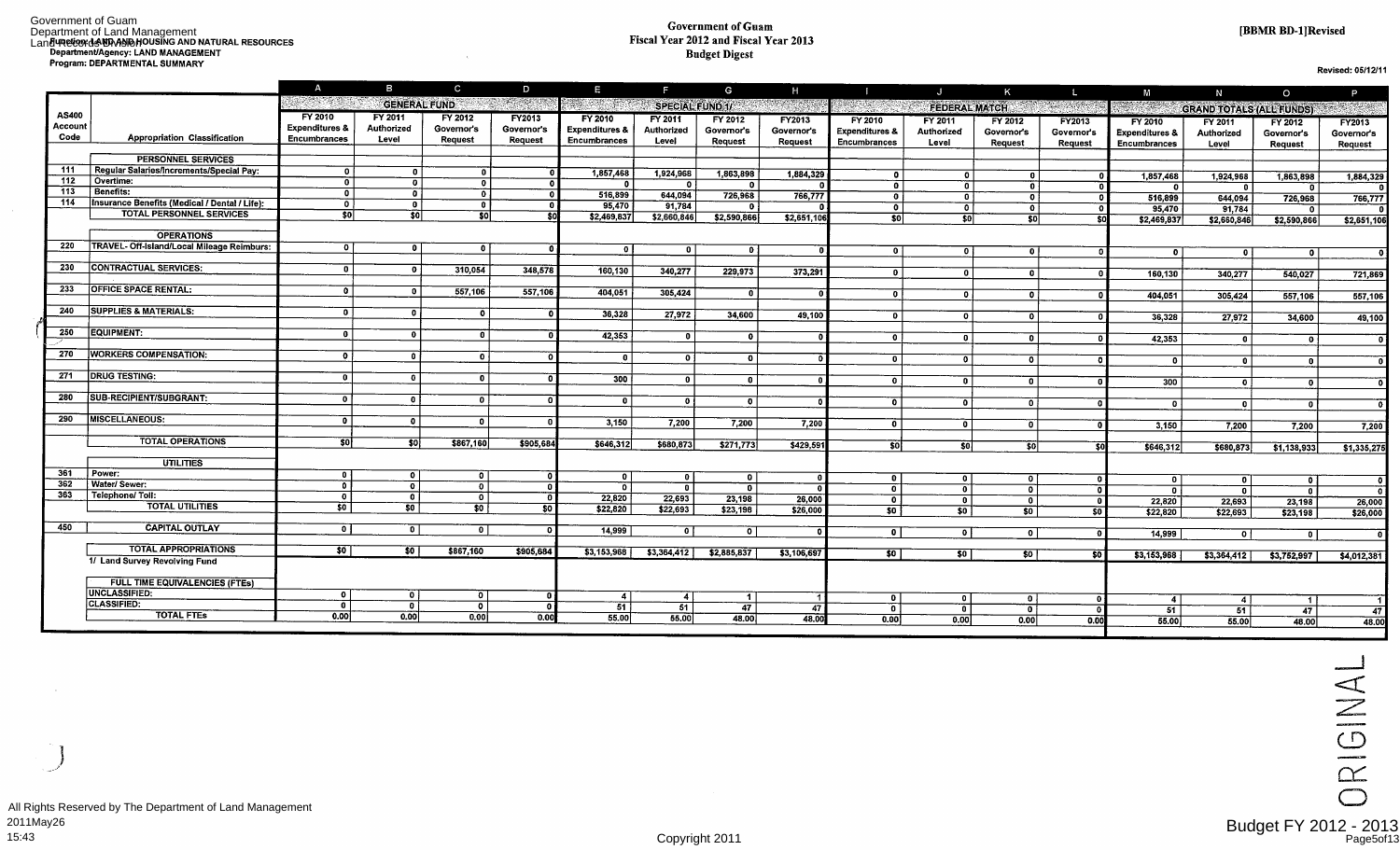Government of Guam
Department of Land Management
Land Records Division

Function: LAND AND HOUSING AND NATURAL RESOURCES
Department/Agency: LAND MANAGEMENT
Program: DEPARTMENTAL SUMMARY

**Government of Guam**
**Fiscal Year 2012 and Fiscal Year 2013**
**Budget Digest**

[BBMR BD-1]Revised

Revised: 05/12/11

| AS400 Account Code | Appropriation Classification | A | B | C | D | E | F | G | H | I | J | K | L | M | N | O | P |
|---|---|---|---|---|---|---|---|---|---|---|---|---|---|---|---|---|---|
| | | GENERAL FUND | | | | SPECIAL FUND 1/ | | | | FEDERAL MATCH | | | | GRAND TOTALS (ALL FUNDS) | | | |
| | | FY 2010 Expenditures & Encumbrances | FY 2011 Authorized Level | FY 2012 Governor's Request | FY2013 Governor's Request | FY 2010 Expenditures & Encumbrances | FY 2011 Authorized Level | FY 2012 Governor's Request | FY2013 Governor's Request | FY 2010 Expenditures & Encumbrances | FY 2011 Authorized Level | FY 2012 Governor's Request | FY2013 Governor's Request | FY 2010 Expenditures & Encumbrances | FY 2011 Authorized Level | FY 2012 Governor's Request | FY2013 Governor's Request |
| | **PERSONNEL SERVICES** | | | | | | | | | | | | | | | | |
| 111 | Regular Salaries/Increments/Special Pay: | 0 | 0 | 0 | 0 | 1,857,468 | 1,924,968 | 1,863,898 | 1,884,329 | 0 | 0 | 0 | 0 | 1,857,468 | 1,924,968 | 1,863,898 | 1,884,329 |
| 112 | Overtime: | 0 | 0 | 0 | 0 | 0 | 0 | 0 | 0 | 0 | 0 | 0 | 0 | 0 | 0 | 0 | 0 |
| 113 | Benefits: | 0 | 0 | 0 | 0 | 516,899 | 644,094 | 726,968 | 766,777 | 0 | 0 | 0 | 0 | 516,899 | 644,094 | 726,968 | 766,777 |
| 114 | Insurance Benefits (Medical / Dental / Life): | 0 | 0 | 0 | 0 | 95,470 | 91,784 | 0 | 0 | 0 | 0 | 0 | 0 | 95,470 | 91,784 | 0 | 0 |
| | **TOTAL PERSONNEL SERVICES** | $0 | $0 | $0 | $0 | $2,469,837 | $2,660,846 | $2,590,866 | $2,651,106 | $0 | $0 | $0 | $0 | $2,469,837 | $2,660,846 | $2,590,866 | $2,651,106 |
| | **OPERATIONS** | | | | | | | | | | | | | | | | |
| 220 | TRAVEL- Off-Island/Local Mileage Reimburs: | 0 | 0 | 0 | 0 | 0 | 0 | 0 | 0 | 0 | 0 | 0 | 0 | 0 | 0 | 0 | 0 |
| 230 | CONTRACTUAL SERVICES: | 0 | 0 | 310,054 | 348,578 | 160,130 | 340,277 | 229,973 | 373,291 | 0 | 0 | 0 | 0 | 160,130 | 340,277 | 540,027 | 721,869 |
| 233 | OFFICE SPACE RENTAL: | 0 | 0 | 557,106 | 557,106 | 404,051 | 305,424 | 0 | 0 | 0 | 0 | 0 | 0 | 404,051 | 305,424 | 557,106 | 557,106 |
| 240 | SUPPLIES & MATERIALS: | 0 | 0 | 0 | 0 | 36,328 | 27,972 | 34,600 | 49,100 | 0 | 0 | 0 | 0 | 36,328 | 27,972 | 34,600 | 49,100 |
| 250 | EQUIPMENT: | 0 | 0 | 0 | 0 | 42,353 | 0 | 0 | 0 | 0 | 0 | 0 | 0 | 42,353 | 0 | 0 | 0 |
| 270 | WORKERS COMPENSATION: | 0 | 0 | 0 | 0 | 0 | 0 | 0 | 0 | 0 | 0 | 0 | 0 | 0 | 0 | 0 | 0 |
| 271 | DRUG TESTING: | 0 | 0 | 0 | 0 | 300 | 0 | 0 | 0 | 0 | 0 | 0 | 0 | 300 | 0 | 0 | 0 |
| 280 | SUB-RECIPIENT/SUBGRANT: | 0 | 0 | 0 | 0 | 0 | 0 | 0 | 0 | 0 | 0 | 0 | 0 | 0 | 0 | 0 | 0 |
| 290 | MISCELLANEOUS: | 0 | 0 | 0 | 0 | 3,150 | 7,200 | 7,200 | 7,200 | 0 | 0 | 0 | 0 | 3,150 | 7,200 | 7,200 | 7,200 |
| | **TOTAL OPERATIONS** | $0 | $0 | $867,160 | $905,684 | $646,312 | $680,873 | $271,773 | $429,591 | $0 | $0 | $0 | $0 | $646,312 | $680,873 | $1,138,933 | $1,335,275 |
| | **UTILITIES** | | | | | | | | | | | | | | | | |
| 361 | Power: | 0 | 0 | 0 | 0 | 0 | 0 | 0 | 0 | 0 | 0 | 0 | 0 | 0 | 0 | 0 | 0 |
| 362 | Water/ Sewer: | 0 | 0 | 0 | 0 | 0 | 0 | 0 | 0 | 0 | 0 | 0 | 0 | 0 | 0 | 0 | 0 |
| 363 | Telephone/ Toll: | 0 | 0 | 0 | 0 | 22,820 | 22,693 | 23,198 | 26,000 | 0 | 0 | 0 | 0 | 22,820 | 22,693 | 23,198 | 26,000 |
| | **TOTAL UTILITIES** | $0 | $0 | $0 | $0 | $22,820 | $22,693 | $23,198 | $26,000 | $0 | $0 | $0 | $0 | $22,820 | $22,693 | $23,198 | $26,000 |
| 450 | **CAPITAL OUTLAY** | 0 | 0 | 0 | 0 | 14,999 | 0 | 0 | 0 | 0 | 0 | 0 | 0 | 14,999 | 0 | 0 | 0 |
| | **TOTAL APPROPRIATIONS** | $0 | $0 | $867,160 | $905,684 | $3,153,968 | $3,364,412 | $2,885,837 | $3,106,697 | $0 | $0 | $0 | $0 | $3,153,968 | $3,364,412 | $3,752,997 | $4,012,381 |
| | 1/ Land Survey Revolving Fund | | | | | | | | | | | | | | | | |
| | **FULL TIME EQUIVALENCIES (FTEs)** | | | | | | | | | | | | | | | | |
| | UNCLASSIFIED: | 0 | 0 | 0 | 0 | 4 | 4 | 1 | 1 | 0 | 0 | 0 | 0 | 4 | 4 | 1 | 1 |
| | CLASSIFIED: | 0 | 0 | 0 | 0 | 51 | 51 | 47 | 47 | 0 | 0 | 0 | 0 | 51 | 51 | 47 | 47 |
| | **TOTAL FTEs** | 0.00 | 0.00 | 0.00 | 0.00 | 55.00 | 55.00 | 48.00 | 48.00 | 0.00 | 0.00 | 0.00 | 0.00 | 55.00 | 55.00 | 48.00 | 48.00 |

ORIGINAL

All Rights Reserved by The Department of Land Management
2011May26
15:43

Copyright 2011

Budget FY 2012 - 2013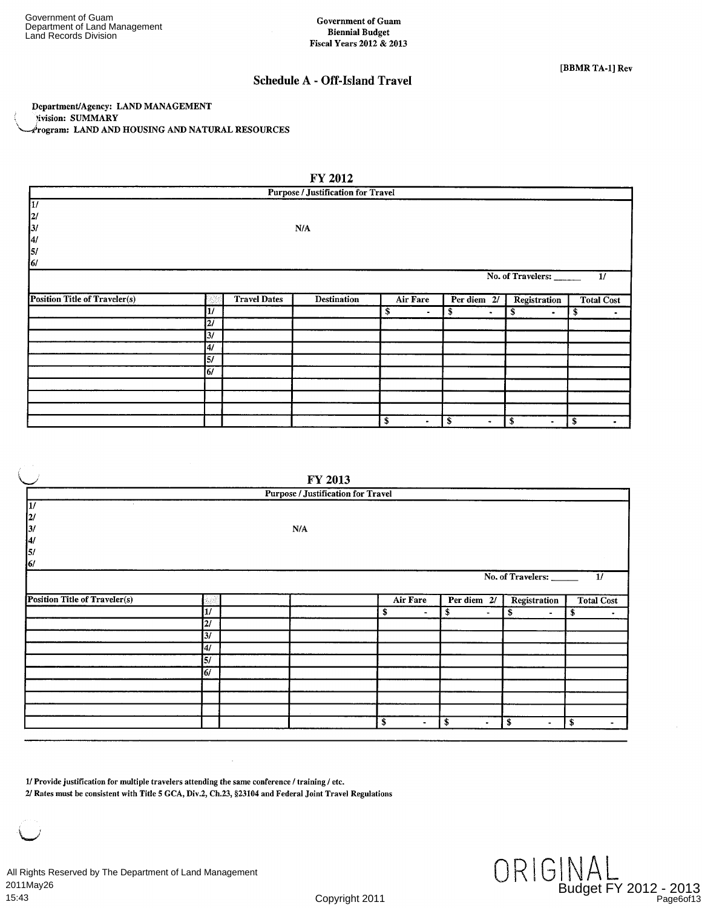Government of Guam
Department of Land Management
Land Records Division

**Government of Guam**
**Biennial Budget**
**Fiscal Years 2012 & 2013**

**[BBMR TA-1] Rev**

## Schedule A - Off-Island Travel

**Department/Agency: LAND MANAGEMENT**
**Division: SUMMARY**
**Program: LAND AND HOUSING AND NATURAL RESOURCES**

### FY 2012

**Purpose / Justification for Travel**

1/
2/
3/ N/A
4/
5/
6/

No. of Travelers: ______ 1/

| Position Title of Traveler(s) | | Travel Dates | Destination | Air Fare | Per diem 2/ | Registration | Total Cost |
|---|---|---|---|---|---|---|---|
| | 1/ | | | $ - | $ - | $ - | $ - |
| | 2/ | | | | | | |
| | 3/ | | | | | | |
| | 4/ | | | | | | |
| | 5/ | | | | | | |
| | 6/ | | | | | | |
| | | | | | | | |
| | | | | | | | |
| | | | | $ - | $ - | $ - | $ - |

### FY 2013

**Purpose / Justification for Travel**

1/
2/
3/ N/A
4/
5/
6/

No. of Travelers: ______ 1/

| Position Title of Traveler(s) | | | | Air Fare | Per diem 2/ | Registration | Total Cost |
|---|---|---|---|---|---|---|---|
| | 1/ | | | $ - | $ - | $ - | $ - |
| | 2/ | | | | | | |
| | 3/ | | | | | | |
| | 4/ | | | | | | |
| | 5/ | | | | | | |
| | 6/ | | | | | | |
| | | | | | | | |
| | | | | | | | |
| | | | | $ - | $ - | $ - | $ - |

**1/ Provide justification for multiple travelers attending the same conference / training / etc.**
**2/ Rates must be consistent with Title 5 GCA, Div.2, Ch.23, §23104 and Federal Joint Travel Regulations**

All Rights Reserved by The Department of Land Management
2011May26
15:43

Copyright 2011

ORIGINAL

Budget FY 2012 - 2013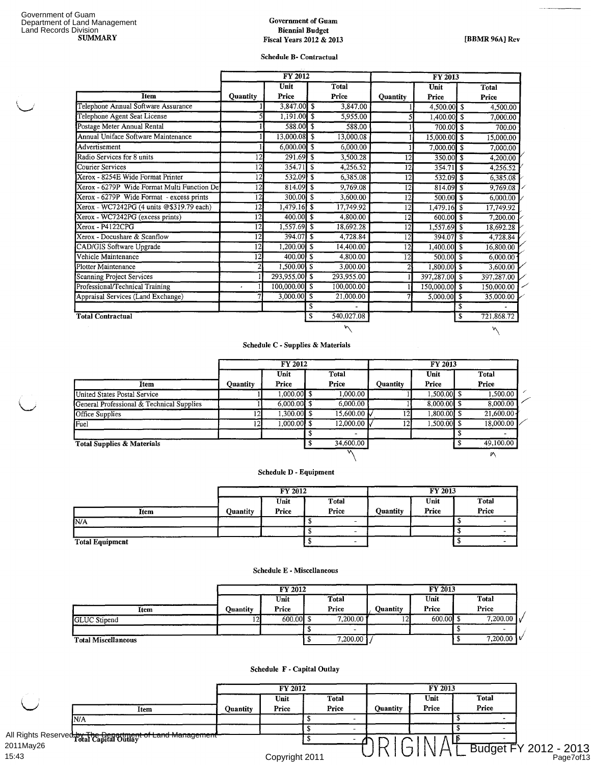Government of Guam
Department of Land Management
Land Records Division
**SUMMARY**

**Government of Guam**
**Biennial Budget**
**Fiscal Years 2012 & 2013**

**[BBMR 96A] Rev**

**Schedule B- Contractual**

| | FY 2012 | | | FY 2013 | | |
|---|---|---|---|---|---|---|
| Item | Quantity | Unit Price | Total Price | Quantity | Unit Price | Total Price |
| Telephone Annual Software Assurance | 1 | 3,847.00 | $ 3,847.00 | 1 | 4,500.00 | $ 4,500.00 |
| Telephone Agent Seat License | 5 | 1,191.00 | $ 5,955.00 | 5 | 1,400.00 | $ 7,000.00 |
| Postage Meter Annual Rental | 1 | 588.00 | $ 588.00 | 1 | 700.00 | $ 700.00 |
| Annual Uniface Software Maintenance | 1 | 13,000.08 | $ 13,000.08 | 1 | 15,000.00 | $ 15,000.00 |
| Advertisement | 1 | 6,000.00 | $ 6,000.00 | 1 | 7,000.00 | $ 7,000.00 |
| Radio Services for 8 units | 12 | 291.69 | $ 3,500.28 | 12 | 350.00 | $ 4,200.00 |
| Courier Services | 12 | 354.71 | $ 4,256.52 | 12 | 354.71 | $ 4,256.52 |
| Xerox - 8254E Wide Format Printer | 12 | 532.09 | $ 6,385.08 | 12 | 532.09 | $ 6,385.08 |
| Xerox - 6279P Wide Format Multi Function De | 12 | 814.09 | $ 9,769.08 | 12 | 814.09 | $ 9,769.08 |
| Xerox - 6279P Wide Format - excess prints | 12 | 300.00 | $ 3,600.00 | 12 | 500.00 | $ 6,000.00 |
| Xerox - WC7242PG (4 units @$319.79 each) | 12 | 1,479.16 | $ 17,749.92 | 12 | 1,479.16 | $ 17,749.92 |
| Xerox - WC7242PG (excess prints) | 12 | 400.00 | $ 4,800.00 | 12 | 600.00 | $ 7,200.00 |
| Xerox - P4122CPG | 12 | 1,557.69 | $ 18,692.28 | 12 | 1,557.69 | $ 18,692.28 |
| Xerox - Docushare & Scanflow | 12 | 394.07 | $ 4,728.84 | 12 | 394.07 | $ 4,728.84 |
| CAD/GIS Software Upgrade | 12 | 1,200.00 | $ 14,400.00 | 12 | 1,400.00 | $ 16,800.00 |
| Vehicle Maintenance | 12 | 400.00 | $ 4,800.00 | 12 | 500.00 | $ 6,000.00 |
| Plotter Maintenance | 2 | 1,500.00 | $ 3,000.00 | 2 | 1,800.00 | $ 3,600.00 |
| Scanning Project Services | 1 | 293,955.00 | $ 293,955.00 | 1 | 397,287.00 | $ 397,287.00 |
| Professional/Technical Training | 1 | 100,000.00 | $ 100,000.00 | 1 | 150,000.00 | $ 150,000.00 |
| Appraisal Services (Land Exchange) | 7 | 3,000.00 | $ 21,000.00 | 7 | 5,000.00 | $ 35,000.00 |
| | | | $ - | | | $ - |
| **Total Contractual** | | | $ 540,027.08 | | | $ 721,868.72 |

**Schedule C - Supplies & Materials**

| | FY 2012 | | | FY 2013 | | |
|---|---|---|---|---|---|---|
| Item | Quantity | Unit Price | Total Price | Quantity | Unit Price | Total Price |
| United States Postal Service | 1 | 1,000.00 | $ 1,000.00 | 1 | 1,500.00 | $ 1,500.00 |
| General Professional & Technical Supplies | 1 | 6,000.00 | $ 6,000.00 | 1 | 8,000.00 | $ 8,000.00 |
| Office Supplies | 12 | 1,300.00 | $ 15,600.00 | 12 | 1,800.00 | $ 21,600.00 |
| Fuel | 12 | 1,000.00 | $ 12,000.00 | 12 | 1,500.00 | $ 18,000.00 |
| | | | $ - | | | $ - |
| **Total Supplies & Materials** | | | $ 34,600.00 | | | $ 49,100.00 |

**Schedule D - Equipment**

| | FY 2012 | | | FY 2013 | | |
|---|---|---|---|---|---|---|
| Item | Quantity | Unit Price | Total Price | Quantity | Unit Price | Total Price |
| N/A | | | $ - | | | $ - |
| | | | $ - | | | $ - |
| **Total Equipment** | | | $ - | | | $ - |

**Schedule E - Miscellaneous**

| | FY 2012 | | | FY 2013 | | |
|---|---|---|---|---|---|---|
| Item | Quantity | Unit Price | Total Price | Quantity | Unit Price | Total Price |
| GLUC Stipend | 12 | 600.00 | $ 7,200.00 | 12 | 600.00 | $ 7,200.00 |
| | | | $ - | | | $ - |
| **Total Miscellaneous** | | | $ 7,200.00 | | | $ 7,200.00 |

**Schedule F - Capital Outlay**

| | FY 2012 | | | FY 2013 | | |
|---|---|---|---|---|---|---|
| Item | Quantity | Unit Price | Total Price | Quantity | Unit Price | Total Price |
| N/A | | | $ - | | | $ - |
| | | | $ - | | | $ - |
| **Total Capital Outlay** | | | $ - | | | $ - |

ORIGINAL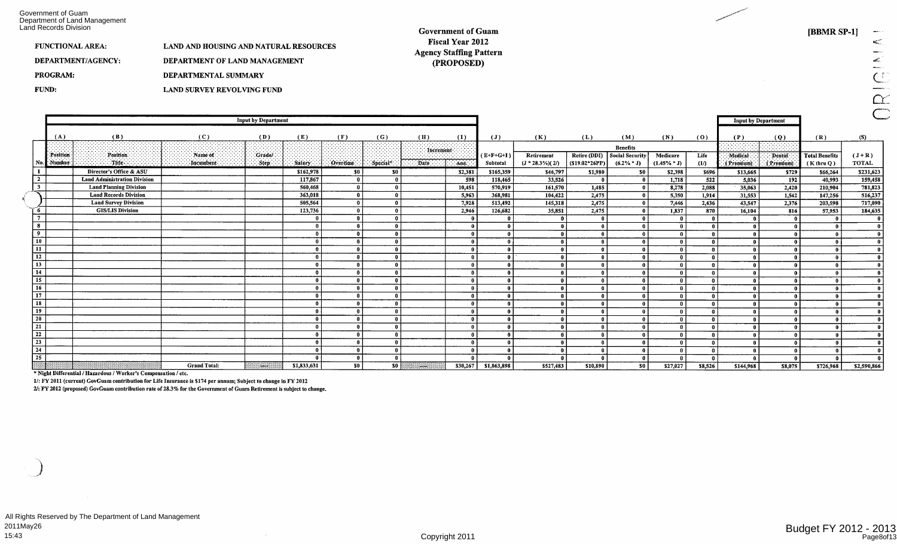Government of Guam
Department of Land Management
Land Records Division

**Government of Guam**
**Fiscal Year 2012**
**Agency Staffing Pattern**
**(PROPOSED)**

**[BBMR SP-1]**

ORIGINAL

| | |
|---|---|
| **FUNCTIONAL AREA:** | **LAND AND HOUSING AND NATURAL RESOURCES** |
| **DEPARTMENT/AGENCY:** | **DEPARTMENT OF LAND MANAGEMENT** |
| **PROGRAM:** | **DEPARTMENTAL SUMMARY** |
| **FUND:** | **LAND SURVEY REVOLVING FUND** |

| | Input by Department | | | | | | | | | | | | | | | | Input by Department | | | |
|---|---|---|---|---|---|---|---|---|---|---|---|---|---|---|---|---|---|---|---|---|
| | (A) | (B) | (C) | (D) | (E) | (F) | (G) | (H) | (I) | (J) | (K) | (L) | (M) | (N) | (O) | (P) | (Q) | (R) | (S) |
| | | | | | | | | Increment | | | Benefits | | | | | | | | |
| No. | Position Number | Position Title | Name of Incumbent | Grade/ Step | Salary | Overtime | Special* | Date | Amt. | (E+F+G+I) Subtotal | Retirement (J * 28.3%)(2/) | Retire (DDI) ($19.02*26PP) | Social Security (6.2% * J) | Medicare (1.45% * J) | Life (1/) | Medical (Premium) | Dental (Premium) | Total Benefits (K thru Q) | (J + R) TOTAL |
| 1 | | Director's Office & ASU | | | $162,978 | $0 | $0 | | $2,381 | $165,359 | $46,797 | $1,980 | $0 | $2,398 | $696 | $13,665 | $729 | $66,264 | $231,623 |
| 2 | | Land Administration Division | | | 117,867 | 0 | 0 | | 598 | 118,465 | 33,526 | 0 | 0 | 1,718 | 522 | 5,036 | 192 | 40,993 | 159,458 |
| 3 | | Land Planning Division | | | 560,468 | 0 | 0 | | 10,451 | 570,919 | 161,570 | 1,485 | 0 | 8,278 | 2,088 | 35,063 | 2,420 | 210,904 | 781,823 |
| 4 | | Land Records Division | | | 363,018 | 0 | 0 | | 5,963 | 368,981 | 104,422 | 2,475 | 0 | 5,350 | 1,914 | 31,553 | 1,542 | 147,256 | 516,237 |
| 5 | | Land Survey Division | | | 505,564 | 0 | 0 | | 7,928 | 513,492 | 145,318 | 2,475 | 0 | 7,446 | 2,436 | 43,547 | 2,376 | 203,598 | 717,090 |
| 6 | | GIS/LIS Division | | | 123,736 | 0 | 0 | | 2,946 | 126,682 | 35,851 | 2,475 | 0 | 1,837 | 870 | 16,104 | 816 | 57,953 | 184,635 |
| 7 | | | | | 0 | 0 | 0 | | 0 | 0 | 0 | 0 | 0 | 0 | 0 | 0 | 0 | 0 | 0 |
| 8 | | | | | 0 | 0 | 0 | | 0 | 0 | 0 | 0 | 0 | 0 | 0 | 0 | 0 | 0 | 0 |
| 9 | | | | | 0 | 0 | 0 | | 0 | 0 | 0 | 0 | 0 | 0 | 0 | 0 | 0 | 0 | 0 |
| 10 | | | | | 0 | 0 | 0 | | 0 | 0 | 0 | 0 | 0 | 0 | 0 | 0 | 0 | 0 | 0 |
| 11 | | | | | 0 | 0 | 0 | | 0 | 0 | 0 | 0 | 0 | 0 | 0 | 0 | 0 | 0 | 0 |
| 12 | | | | | 0 | 0 | 0 | | 0 | 0 | 0 | 0 | 0 | 0 | 0 | 0 | 0 | 0 | 0 |
| 13 | | | | | 0 | 0 | 0 | | 0 | 0 | 0 | 0 | 0 | 0 | 0 | 0 | 0 | 0 | 0 |
| 14 | | | | | 0 | 0 | 0 | | 0 | 0 | 0 | 0 | 0 | 0 | 0 | 0 | 0 | 0 | 0 |
| 15 | | | | | 0 | 0 | 0 | | 0 | 0 | 0 | 0 | 0 | 0 | 0 | 0 | 0 | 0 | 0 |
| 16 | | | | | 0 | 0 | 0 | | 0 | 0 | 0 | 0 | 0 | 0 | 0 | 0 | 0 | 0 | 0 |
| 17 | | | | | 0 | 0 | 0 | | 0 | 0 | 0 | 0 | 0 | 0 | 0 | 0 | 0 | 0 | 0 |
| 18 | | | | | 0 | 0 | 0 | | 0 | 0 | 0 | 0 | 0 | 0 | 0 | 0 | 0 | 0 | 0 |
| 19 | | | | | 0 | 0 | 0 | | 0 | 0 | 0 | 0 | 0 | 0 | 0 | 0 | 0 | 0 | 0 |
| 20 | | | | | 0 | 0 | 0 | | 0 | 0 | 0 | 0 | 0 | 0 | 0 | 0 | 0 | 0 | 0 |
| 21 | | | | | 0 | 0 | 0 | | 0 | 0 | 0 | 0 | 0 | 0 | 0 | 0 | 0 | 0 | 0 |
| 22 | | | | | 0 | 0 | 0 | | 0 | 0 | 0 | 0 | 0 | 0 | 0 | 0 | 0 | 0 | 0 |
| 23 | | | | | 0 | 0 | 0 | | 0 | 0 | 0 | 0 | 0 | 0 | 0 | 0 | 0 | 0 | 0 |
| 24 | | | | | 0 | 0 | 0 | | 0 | 0 | 0 | 0 | 0 | 0 | 0 | 0 | 0 | 0 | 0 |
| 25 | | | | | 0 | 0 | 0 | | 0 | 0 | 0 | 0 | 0 | 0 | 0 | 0 | 0 | 0 | 0 |
| | | | Grand Total: | | $1,833,631 | $0 | $0 | | $30,267 | $1,863,898 | $527,483 | $10,890 | $0 | $27,027 | $8,526 | $144,968 | $8,075 | $726,968 | $2,590,866 |

\* Night Differential / Hazardous / Worker's Compensation / etc.

1/: FY 2011 (current) GovGuam contribution for Life Insurance is $174 per annum; Subject to change in FY 2012

2/: FY 2012 (proposed) GovGuam contribution rate of 28.3% for the Government of Guam Retirement is subject to change.

All Rights Reserved by The Department of Land Management
2011May26
15:43

Copyright 2011

Budget FY 2012 - 2013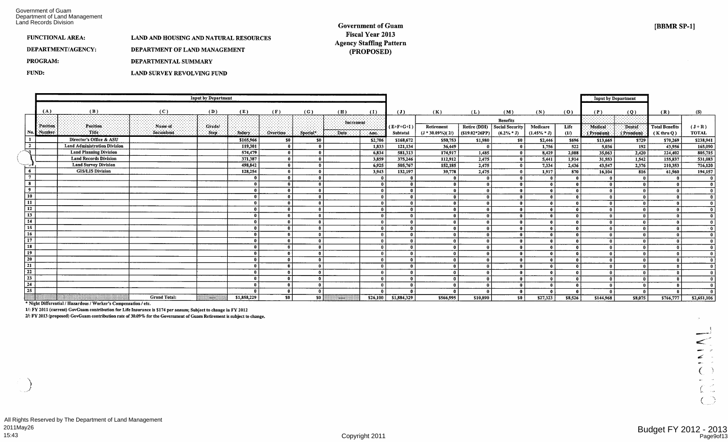Government of Guam
Department of Land Management
Land Records Division

**FUNCTIONAL AREA:** LAND AND HOUSING AND NATURAL RESOURCES

**DEPARTMENT/AGENCY:** DEPARTMENT OF LAND MANAGEMENT

**PROGRAM:** DEPARTMENTAL SUMMARY

**FUND:** LAND SURVEY REVOLVING FUND

**Government of Guam**
**Fiscal Year 2013**
**Agency Staffing Pattern**
**(PROPOSED)**

**[BBMR SP-1]**

| | Input by Department | | | | | | | | | | | | | | | Input by Department | | | |
|---|---|---|---|---|---|---|---|---|---|---|---|---|---|---|---|---|---|---|---|
| | (A) | (B) | (C) | (D) | (E) | (F) | (G) | (H) | (I) | (J) | (K) | (L) | (M) | (N) | (O) | (P) | (Q) | (R) | (S) |
| | | | | | | | | Increment | | | Benefits | | | | | | | | |
| No. | Position Number | Position Title | Name of Incumbent | Grade/ Step | Salary | Overtime | Special* | Date | Amt. | (E+F+G+I) Subtotal | Retirement (J * 30.09%)( 2/) | Retire (DDI) ($19.02*26PP) | Social Security (6.2% * J) | Medicare (1.45% * J) | Life (1/) | Medical (Premium) | Dental (Premium) | Total Benefits (K thru Q) | (J + R) TOTAL |
| 1 | | Director's Office & ASU | | | $165,966 | $0 | $0 | | $2,706 | $168,672 | $50,753 | $1,980 | $0 | $2,446 | $696 | $13,665 | $729 | $70,269 | $238,941 |
| 2 | | Land Administration Division | | | 119,301 | 0 | 0 | | 1,833 | 121,134 | 36,449 | 0 | 0 | 1,756 | 522 | 5,036 | 192 | 43,956 | 165,090 |
| 3 | | Land Planning Division | | | 574,479 | 0 | 0 | | 6,834 | 581,313 | 174,917 | 1,485 | 0 | 8,429 | 2,088 | 35,063 | 2,420 | 224,402 | 805,715 |
| 4 | | Land Records Division | | | 371,387 | 0 | 0 | | 3,859 | 375,246 | 112,912 | 2,475 | 0 | 5,441 | 1,914 | 31,553 | 1,542 | 155,837 | 531,083 |
| 5 | | Land Survey Division | | | 498,842 | 0 | 0 | | 6,925 | 505,767 | 152,185 | 2,475 | 0 | 7,334 | 2,436 | 43,547 | 2,376 | 210,353 | 716,120 |
| 6 | | GIS/LIS Division | | | 128,254 | 0 | 0 | | 3,943 | 132,197 | 39,778 | 2,475 | 0 | 1,917 | 870 | 16,104 | 816 | 61,960 | 194,157 |
| 7 | | | | | 0 | 0 | 0 | | 0 | 0 | 0 | 0 | 0 | 0 | 0 | 0 | 0 | 0 | 0 |
| 8 | | | | | 0 | 0 | 0 | | 0 | 0 | 0 | 0 | 0 | 0 | 0 | 0 | 0 | 0 | 0 |
| 9 | | | | | 0 | 0 | 0 | | 0 | 0 | 0 | 0 | 0 | 0 | 0 | 0 | 0 | 0 | 0 |
| 10 | | | | | 0 | 0 | 0 | | 0 | 0 | 0 | 0 | 0 | 0 | 0 | 0 | 0 | 0 | 0 |
| 11 | | | | | 0 | 0 | 0 | | 0 | 0 | 0 | 0 | 0 | 0 | 0 | 0 | 0 | 0 | 0 |
| 12 | | | | | 0 | 0 | 0 | | 0 | 0 | 0 | 0 | 0 | 0 | 0 | 0 | 0 | 0 | 0 |
| 13 | | | | | 0 | 0 | 0 | | 0 | 0 | 0 | 0 | 0 | 0 | 0 | 0 | 0 | 0 | 0 |
| 14 | | | | | 0 | 0 | 0 | | 0 | 0 | 0 | 0 | 0 | 0 | 0 | 0 | 0 | 0 | 0 |
| 15 | | | | | 0 | 0 | 0 | | 0 | 0 | 0 | 0 | 0 | 0 | 0 | 0 | 0 | 0 | 0 |
| 16 | | | | | 0 | 0 | 0 | | 0 | 0 | 0 | 0 | 0 | 0 | 0 | 0 | 0 | 0 | 0 |
| 17 | | | | | 0 | 0 | 0 | | 0 | 0 | 0 | 0 | 0 | 0 | 0 | 0 | 0 | 0 | 0 |
| 18 | | | | | 0 | 0 | 0 | | 0 | 0 | 0 | 0 | 0 | 0 | 0 | 0 | 0 | 0 | 0 |
| 19 | | | | | 0 | 0 | 0 | | 0 | 0 | 0 | 0 | 0 | 0 | 0 | 0 | 0 | 0 | 0 |
| 20 | | | | | 0 | 0 | 0 | | 0 | 0 | 0 | 0 | 0 | 0 | 0 | 0 | 0 | 0 | 0 |
| 21 | | | | | 0 | 0 | 0 | | 0 | 0 | 0 | 0 | 0 | 0 | 0 | 0 | 0 | 0 | 0 |
| 22 | | | | | 0 | 0 | 0 | | 0 | 0 | 0 | 0 | 0 | 0 | 0 | 0 | 0 | 0 | 0 |
| 23 | | | | | 0 | 0 | 0 | | 0 | 0 | 0 | 0 | 0 | 0 | 0 | 0 | 0 | 0 | 0 |
| 24 | | | | | 0 | 0 | 0 | | 0 | 0 | 0 | 0 | 0 | 0 | 0 | 0 | 0 | 0 | 0 |
| 25 | | | | | 0 | 0 | 0 | | 0 | 0 | 0 | 0 | 0 | 0 | 0 | 0 | 0 | 0 | 0 |
| | | | Grand Total: | | $1,858,229 | $0 | $0 | | $26,100 | $1,884,329 | $566,995 | $10,890 | $0 | $27,323 | $8,526 | $144,968 | $8,075 | $766,777 | $2,651,106 |

* Night Differential / Hazardous / Worker's Compensation / etc.

1/: FY 2011 (current) GovGuam contribution for Life Insurance is $174 per annum; Subject to change in FY 2012

2/: FY 2013 (proposed) GovGuam contribution rate of 30.09% for the Government of Guam Retirement is subject to change.

All Rights Reserved by The Department of Land Management
2011May26
15:43

Copyright 2011

Budget FY 2012 - 2013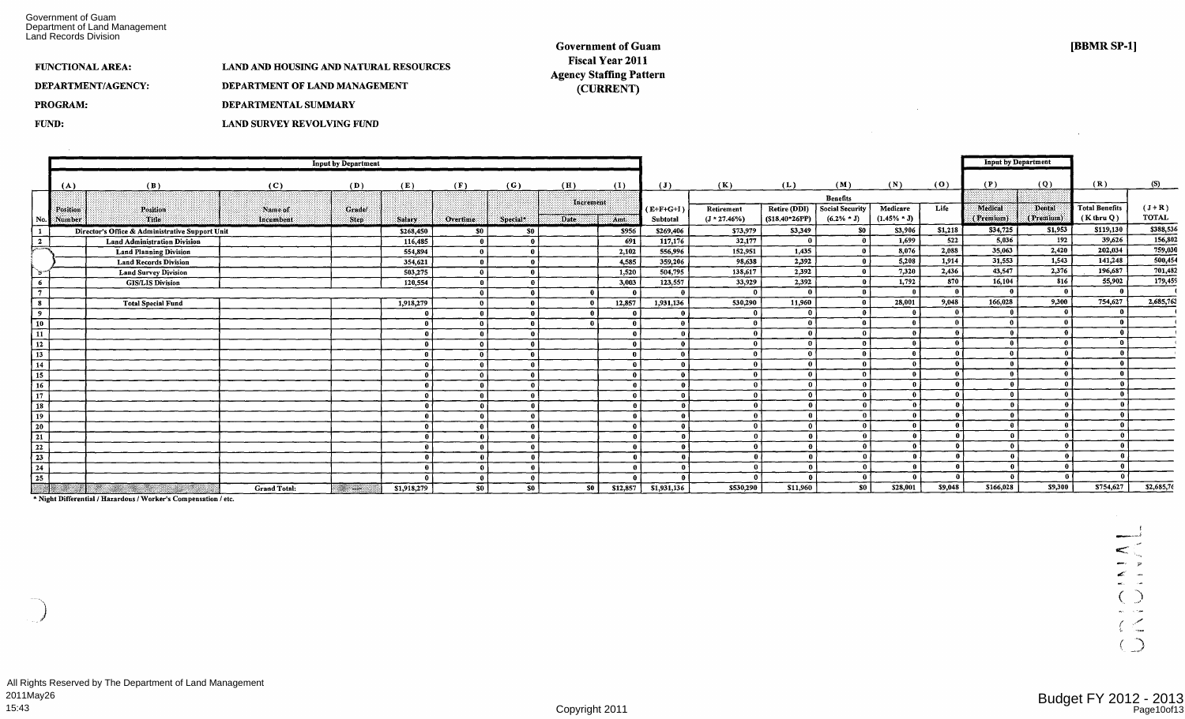Government of Guam
Department of Land Management
Land Records Division

**Government of Guam**
**Fiscal Year 2011**
**Agency Staffing Pattern**
**(CURRENT)**

**[BBMR SP-1]**

**FUNCTIONAL AREA:** LAND AND HOUSING AND NATURAL RESOURCES

**DEPARTMENT/AGENCY:** DEPARTMENT OF LAND MANAGEMENT

**PROGRAM:** DEPARTMENTAL SUMMARY

**FUND:** LAND SURVEY REVOLVING FUND

| | Input by Department | | | | | | | | | | | | | | | Input by Department | | | |
|---|---|---|---|---|---|---|---|---|---|---|---|---|---|---|---|---|---|---|---|
| | (A) | (B) | (C) | (D) | (E) | (F) | (G) | (H) | (I) | (J) | (K) | (L) | (M) | (N) | (O) | (P) | (Q) | (R) | (S) |
| | | | | | | | | Increment | | | Benefits | | | | | | | | |
| No. | Position Number | Position Title | Name of Incumbent | Grade/ Step | Salary | Overtime | Special* | Date | Amt. | (E+F+G+I) Subtotal | Retirement (J * 27.46%) | Retire (DDI) ($18.40*26PP) | Social Security (6.2% * J) | Medicare (1.45% * J) | Life | Medical (Premium) | Dental (Premium) | Total Benefits (K thru Q) | (J + R) TOTAL |
| 1 | | Director's Office & Administrative Support Unit | | | $268,450 | $0 | $0 | | $956 | $269,406 | $73,979 | $3,349 | $0 | $3,906 | $1,218 | $34,725 | $1,953 | $119,130 | $388,536 |
| 2 | | Land Administration Division | | | 116,485 | 0 | 0 | | 691 | 117,176 | 32,177 | 0 | 0 | 1,699 | 522 | 5,036 | 192 | 39,626 | 156,802 |
| | | Land Planning Division | | | 554,894 | 0 | 0 | | 2,102 | 556,996 | 152,951 | 1,435 | 0 | 8,076 | 2,088 | 35,063 | 2,420 | 202,034 | 759,030 |
| | | Land Records Division | | | 354,621 | 0 | 0 | | 4,585 | 359,206 | 98,638 | 2,392 | 0 | 5,208 | 1,914 | 31,553 | 1,543 | 141,248 | 500,454 |
| 5 | | Land Survey Division | | | 503,275 | 0 | 0 | | 1,520 | 504,795 | 138,617 | 2,392 | 0 | 7,320 | 2,436 | 43,547 | 2,376 | 196,687 | 701,482 |
| 6 | | GIS/LIS Division | | | 120,554 | 0 | 0 | | 3,003 | 123,557 | 33,929 | 2,392 | 0 | 1,792 | 870 | 16,104 | 816 | 55,902 | 179,459 |
| 7 | | | | | | 0 | 0 | 0 | 0 | 0 | 0 | 0 | 0 | 0 | 0 | 0 | 0 | 0 | 0 |
| 8 | | Total Special Fund | | | 1,918,279 | 0 | 0 | 0 | 12,857 | 1,931,136 | 530,290 | 11,960 | 0 | 28,001 | 9,048 | 166,028 | 9,300 | 754,627 | 2,685,763 |
| 9 | | | | | 0 | 0 | 0 | 0 | 0 | 0 | 0 | 0 | 0 | 0 | 0 | 0 | 0 | 0 | |
| 10 | | | | | 0 | 0 | 0 | 0 | 0 | 0 | 0 | 0 | 0 | 0 | 0 | 0 | 0 | 0 | |
| 11 | | | | | 0 | 0 | 0 | | 0 | 0 | 0 | 0 | 0 | 0 | 0 | 0 | 0 | 0 | |
| 12 | | | | | 0 | 0 | 0 | | 0 | 0 | 0 | 0 | 0 | 0 | 0 | 0 | 0 | 0 | |
| 13 | | | | | 0 | 0 | 0 | | 0 | 0 | 0 | 0 | 0 | 0 | 0 | 0 | 0 | 0 | |
| 14 | | | | | 0 | 0 | 0 | | 0 | 0 | 0 | 0 | 0 | 0 | 0 | 0 | 0 | 0 | |
| 15 | | | | | 0 | 0 | 0 | | 0 | 0 | 0 | 0 | 0 | 0 | 0 | 0 | 0 | 0 | |
| 16 | | | | | 0 | 0 | 0 | | 0 | 0 | 0 | 0 | 0 | 0 | 0 | 0 | 0 | 0 | |
| 17 | | | | | 0 | 0 | 0 | | 0 | 0 | 0 | 0 | 0 | 0 | 0 | 0 | 0 | 0 | |
| 18 | | | | | 0 | 0 | 0 | | 0 | 0 | 0 | 0 | 0 | 0 | 0 | 0 | 0 | 0 | |
| 19 | | | | | 0 | 0 | 0 | | 0 | 0 | 0 | 0 | 0 | 0 | 0 | 0 | 0 | 0 | |
| 20 | | | | | 0 | 0 | 0 | | 0 | 0 | 0 | 0 | 0 | 0 | 0 | 0 | 0 | 0 | |
| 21 | | | | | 0 | 0 | 0 | | 0 | 0 | 0 | 0 | 0 | 0 | 0 | 0 | 0 | 0 | |
| 22 | | | | | 0 | 0 | 0 | | 0 | 0 | 0 | 0 | 0 | 0 | 0 | 0 | 0 | 0 | |
| 23 | | | | | 0 | 0 | 0 | | 0 | 0 | 0 | 0 | 0 | 0 | 0 | 0 | 0 | 0 | |
| 24 | | | | | 0 | 0 | 0 | | 0 | 0 | 0 | 0 | 0 | 0 | 0 | 0 | 0 | 0 | |
| 25 | | | | | 0 | 0 | 0 | | 0 | 0 | 0 | 0 | 0 | 0 | 0 | 0 | 0 | 0 | |
| | | | Grand Total: | | $1,918,279 | $0 | $0 | $0 | $12,857 | $1,931,136 | $530,290 | $11,960 | $0 | $28,001 | $9,048 | $166,028 | $9,300 | $754,627 | $2,685,763 |

\* Night Differential / Hazardous / Worker's Compensation / etc.

ORIGINAL

All Rights Reserved by The Department of Land Management
2011May26
15:43

Copyright 2011

Budget FY 2012 - 2013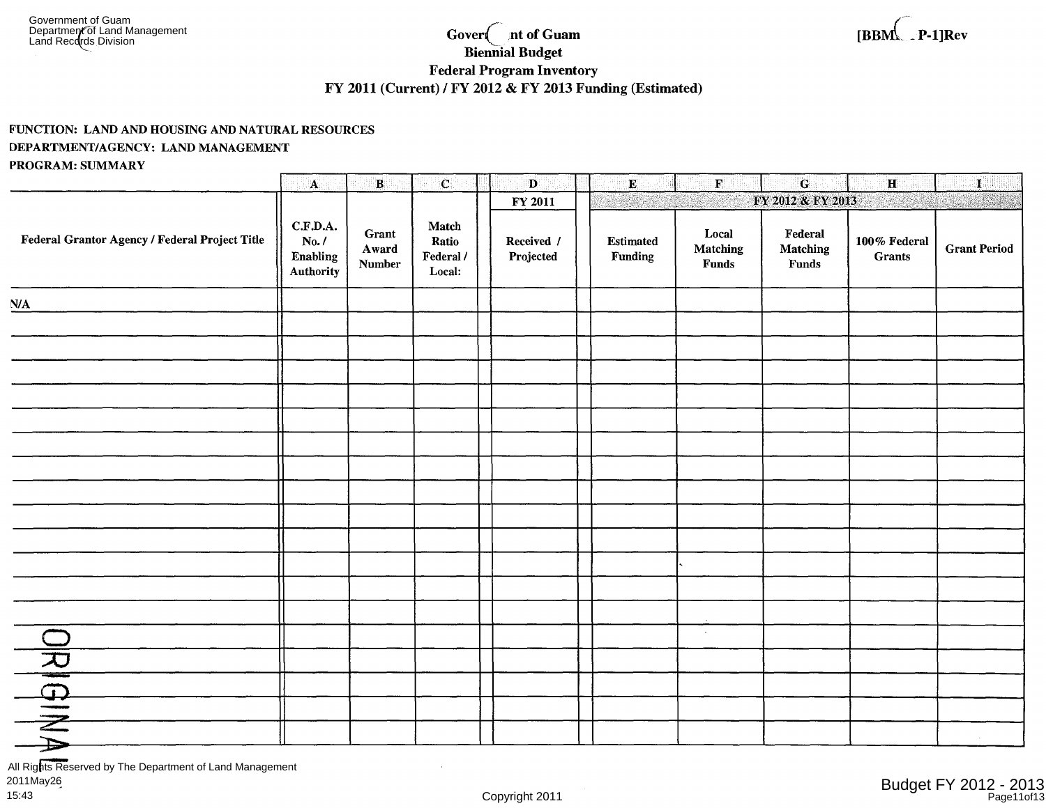Government of Guam
Department of Land Management
Land Records Division

**Government of Guam**
**Biennial Budget**
**Federal Program Inventory**
**FY 2011 (Current) / FY 2012 & FY 2013 Funding (Estimated)**

[BBM... P-1]Rev

**FUNCTION: LAND AND HOUSING AND NATURAL RESOURCES**
**DEPARTMENT/AGENCY: LAND MANAGEMENT**
**PROGRAM: SUMMARY**

| | A | B | C | D | E | F | G | H | I |
|---|---|---|---|---|---|---|---|---|---|
| | | | | FY 2011 | FY 2012 & FY 2013 | | | | |
| Federal Grantor Agency / Federal Project Title | C.F.D.A. No. / Enabling Authority | Grant Award Number | Match Ratio Federal / Local: | Received / Projected | Estimated Funding | Local Matching Funds | Federal Matching Funds | 100% Federal Grants | Grant Period |
| N/A | | | | | | | | | |

ORIGINAL

All Rights Reserved by The Department of Land Management
2011May26
15:43

Copyright 2011

Budget FY 2012 - 2013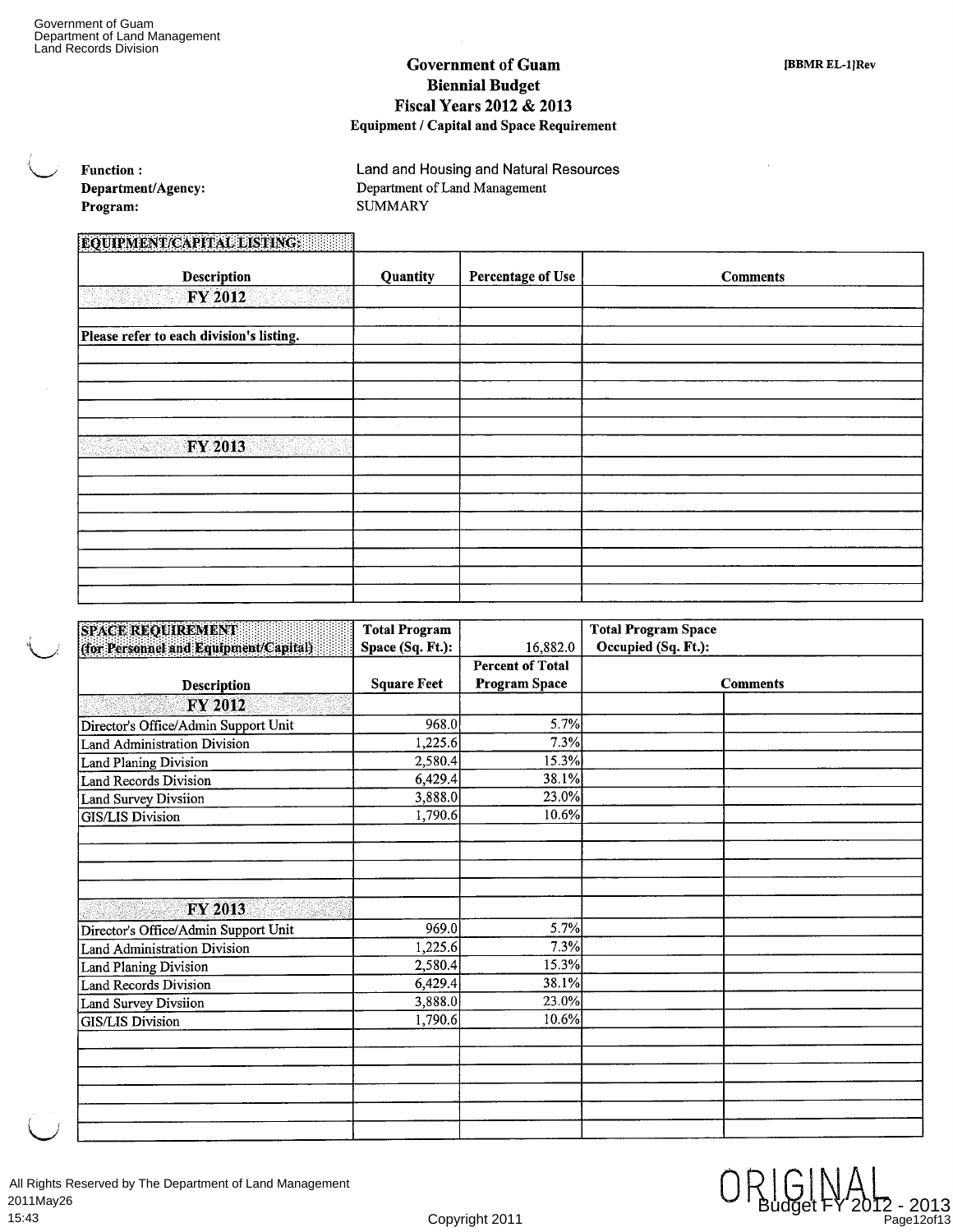Government of Guam
Department of Land Management
Land Records Division

**Government of Guam**
**Biennial Budget**
**Fiscal Years 2012 & 2013**
**Equipment / Capital and Space Requirement**

**[BBMR EL-1]Rev**

**Function :** Land and Housing and Natural Resources
**Department/Agency:** Department of Land Management
**Program:** SUMMARY

**EQUIPMENT/CAPITAL LISTING:**

| Description | Quantity | Percentage of Use | Comments |
|---|---|---|---|
| **FY 2012** | | | |
| | | | |
| **Please refer to each division's listing.** | | | |
| | | | |
| | | | |
| | | | |
| | | | |
| **FY 2013** | | | |
| | | | |
| | | | |
| | | | |
| | | | |
| | | | |
| | | | |
| | | | |

| **SPACE REQUIREMENT (for Personnel and Equipment/Capital)** | **Total Program Space (Sq. Ft.):** | 16,882.0 | **Total Program Space Occupied (Sq. Ft.):** | |
|---|---|---|---|---|
| **Description** | **Square Feet** | **Percent of Total Program Space** | **Comments** | |
| **FY 2012** | | | | |
| Director's Office/Admin Support Unit | 968.0 | 5.7% | | |
| Land Administration Division | 1,225.6 | 7.3% | | |
| Land Planing Division | 2,580.4 | 15.3% | | |
| Land Records Division | 6,429.4 | 38.1% | | |
| Land Survey Divsiion | 3,888.0 | 23.0% | | |
| GIS/LIS Division | 1,790.6 | 10.6% | | |
| | | | | |
| | | | | |
| | | | | |
| | | | | |
| **FY 2013** | | | | |
| Director's Office/Admin Support Unit | 969.0 | 5.7% | | |
| Land Administration Division | 1,225.6 | 7.3% | | |
| Land Planing Division | 2,580.4 | 15.3% | | |
| Land Records Division | 6,429.4 | 38.1% | | |
| Land Survey Divsiion | 3,888.0 | 23.0% | | |
| GIS/LIS Division | 1,790.6 | 10.6% | | |
| | | | | |
| | | | | |
| | | | | |
| | | | | |
| | | | | |

All Rights Reserved by The Department of Land Management
2011May26
15:43

Copyright 2011

ORIGINAL
Budget FY 2012 - 2013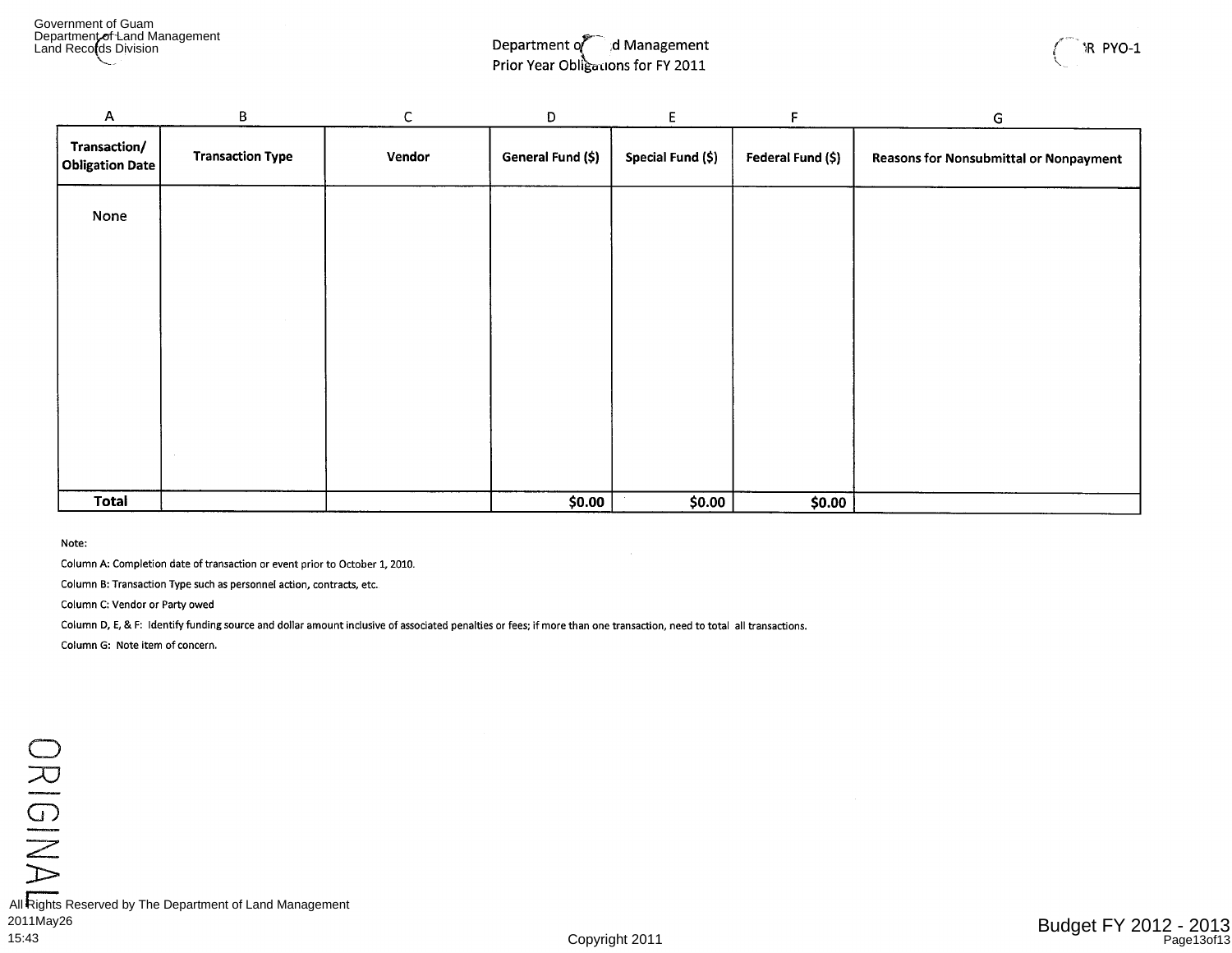Government of Guam
Department of Land Management
Land Records Division

# Department of Land Management
## Prior Year Obligations for FY 2011

BBR PYO-1

| A | B | C | D | E | F | G |
|---|---|---|---|---|---|---|
| **Transaction/ Obligation Date** | **Transaction Type** | **Vendor** | **General Fund ($)** | **Special Fund ($)** | **Federal Fund ($)** | **Reasons for Nonsubmittal or Nonpayment** |
| None | | | | | | |
| **Total** | | | **$0.00** | **$0.00** | **$0.00** | |

Note:

Column A: Completion date of transaction or event prior to October 1, 2010.

Column B: Transaction Type such as personnel action, contracts, etc.

Column C: Vendor or Party owed

Column D, E, & F: Identify funding source and dollar amount inclusive of associated penalties or fees; if more than one transaction, need to total all transactions.

Column G: Note item of concern.

ORIGINAL

All Rights Reserved by The Department of Land Management
2011May26
15:43

Copyright 2011

Budget FY 2012 - 2013